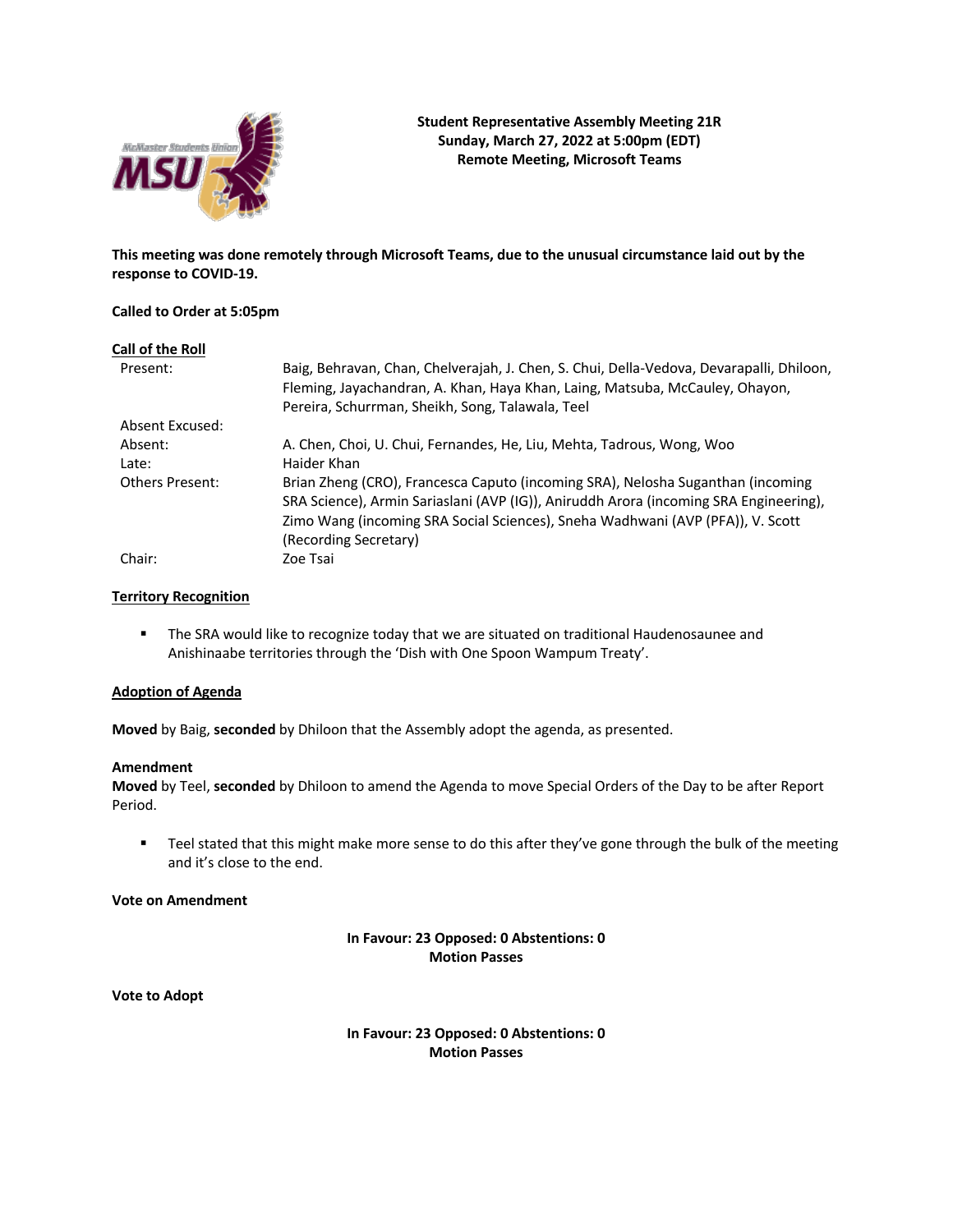**Student Representative Assembly Meeting 21R**
**Sunday, March 27, 2022 at 5:00pm (EDT)**
**Remote Meeting, Microsoft Teams**

**This meeting was done remotely through Microsoft Teams, due to the unusual circumstance laid out by the response to COVID-19.**

**Called to Order at 5:05pm**

**Call of the Roll**

| | |
|---|---|
| Present: | Baig, Behravan, Chan, Chelverajah, J. Chen, S. Chui, Della-Vedova, Devarapalli, Dhiloon, Fleming, Jayachandran, A. Khan, Haya Khan, Laing, Matsuba, McCauley, Ohayon, Pereira, Schurrman, Sheikh, Song, Talawala, Teel |
| Absent Excused: | |
| Absent: | A. Chen, Choi, U. Chui, Fernandes, He, Liu, Mehta, Tadrous, Wong, Woo |
| Late: | Haider Khan |
| Others Present: | Brian Zheng (CRO), Francesca Caputo (incoming SRA), Nelosha Suganthan (incoming SRA Science), Armin Sariaslani (AVP (IG)), Aniruddh Arora (incoming SRA Engineering), Zimo Wang (incoming SRA Social Sciences), Sneha Wadhwani (AVP (PFA)), V. Scott (Recording Secretary) |
| Chair: | Zoe Tsai |

**Territory Recognition**

- The SRA would like to recognize today that we are situated on traditional Haudenosaunee and Anishinaabe territories through the 'Dish with One Spoon Wampum Treaty'.

**Adoption of Agenda**

**Moved** by Baig, **seconded** by Dhiloon that the Assembly adopt the agenda, as presented.

**Amendment**
**Moved** by Teel, **seconded** by Dhiloon to amend the Agenda to move Special Orders of the Day to be after Report Period.

- Teel stated that this might make more sense to do this after they've gone through the bulk of the meeting and it's close to the end.

**Vote on Amendment**

**In Favour: 23 Opposed: 0 Abstentions: 0**
**Motion Passes**

**Vote to Adopt**

**In Favour: 23 Opposed: 0 Abstentions: 0**
**Motion Passes**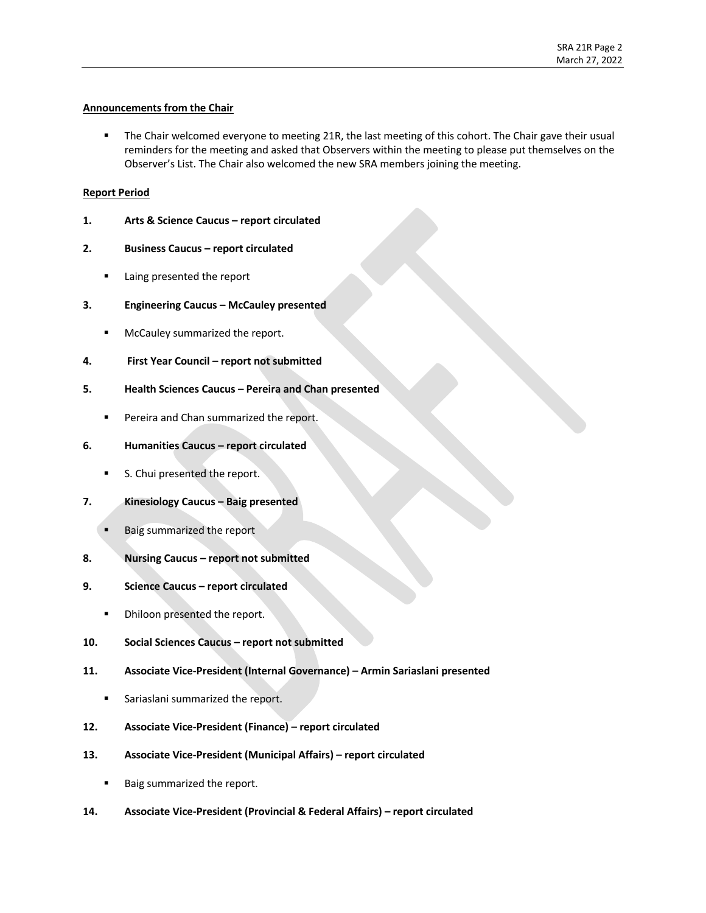**Announcements from the Chair**

- The Chair welcomed everyone to meeting 21R, the last meeting of this cohort. The Chair gave their usual reminders for the meeting and asked that Observers within the meeting to please put themselves on the Observer's List. The Chair also welcomed the new SRA members joining the meeting.

**Report Period**

**1. Arts & Science Caucus – report circulated**

**2. Business Caucus – report circulated**

- Laing presented the report

**3. Engineering Caucus – McCauley presented**

- McCauley summarized the report.

**4. First Year Council – report not submitted**

**5. Health Sciences Caucus – Pereira and Chan presented**

- Pereira and Chan summarized the report.

**6. Humanities Caucus – report circulated**

- S. Chui presented the report.

**7. Kinesiology Caucus – Baig presented**

- Baig summarized the report

**8. Nursing Caucus – report not submitted**

**9. Science Caucus – report circulated**

- Dhiloon presented the report.

**10. Social Sciences Caucus – report not submitted**

**11. Associate Vice-President (Internal Governance) – Armin Sariaslani presented**

- Sariaslani summarized the report.

**12. Associate Vice-President (Finance) – report circulated**

**13. Associate Vice-President (Municipal Affairs) – report circulated**

- Baig summarized the report.

**14. Associate Vice-President (Provincial & Federal Affairs) – report circulated**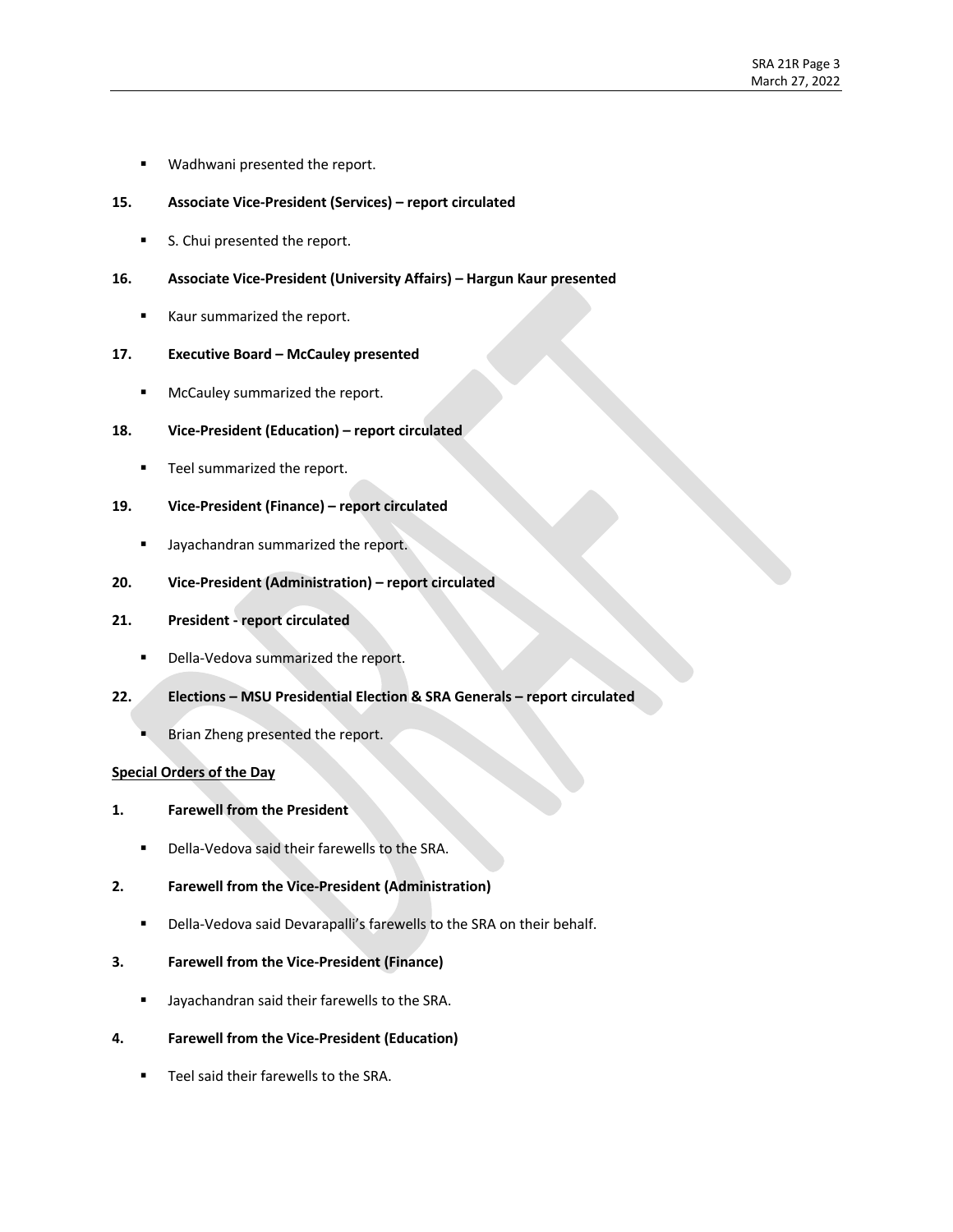- Wadhwani presented the report.

**15. Associate Vice-President (Services) – report circulated**

- S. Chui presented the report.

**16. Associate Vice-President (University Affairs) – Hargun Kaur presented**

- Kaur summarized the report.

**17. Executive Board – McCauley presented**

- McCauley summarized the report.

**18. Vice-President (Education) – report circulated**

- Teel summarized the report.

**19. Vice-President (Finance) – report circulated**

- Jayachandran summarized the report.

**20. Vice-President (Administration) – report circulated**

**21. President - report circulated**

- Della-Vedova summarized the report.

**22. Elections – MSU Presidential Election & SRA Generals – report circulated**

- Brian Zheng presented the report.

**<u>Special Orders of the Day</u>**

**1. Farewell from the President**

- Della-Vedova said their farewells to the SRA.

**2. Farewell from the Vice-President (Administration)**

- Della-Vedova said Devarapalli's farewells to the SRA on their behalf.

**3. Farewell from the Vice-President (Finance)**

- Jayachandran said their farewells to the SRA.

**4. Farewell from the Vice-President (Education)**

- Teel said their farewells to the SRA.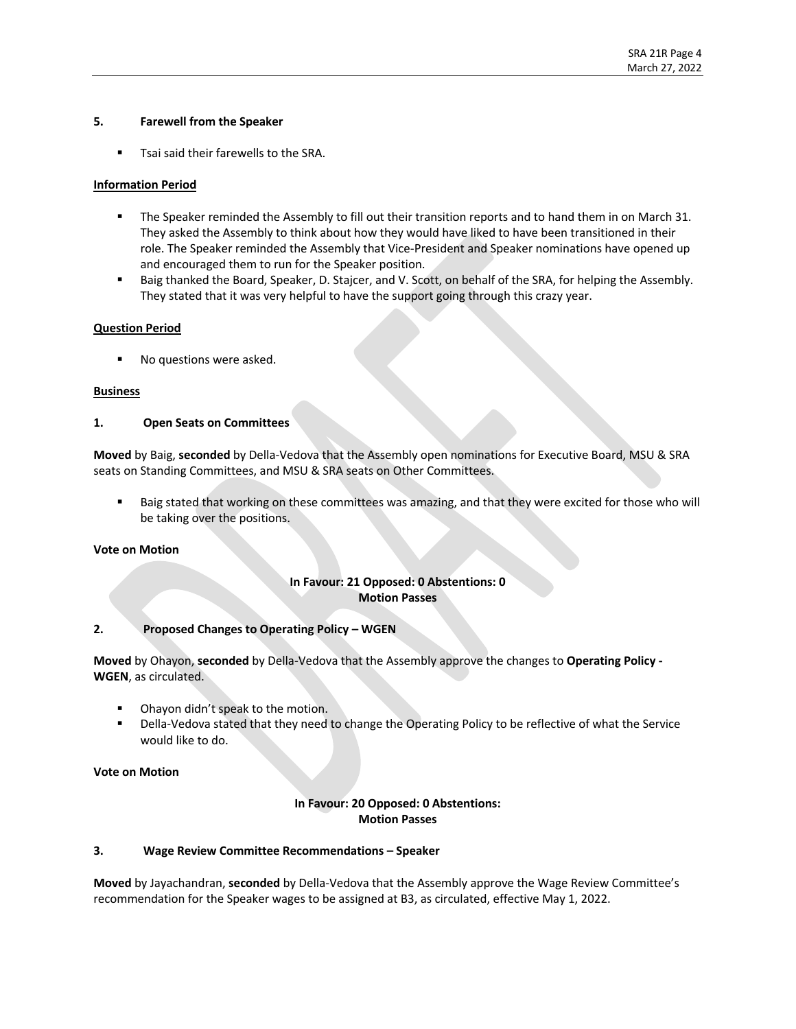**5. Farewell from the Speaker**

- Tsai said their farewells to the SRA.

**Information Period**

- The Speaker reminded the Assembly to fill out their transition reports and to hand them in on March 31. They asked the Assembly to think about how they would have liked to have been transitioned in their role. The Speaker reminded the Assembly that Vice-President and Speaker nominations have opened up and encouraged them to run for the Speaker position.
- Baig thanked the Board, Speaker, D. Stajcer, and V. Scott, on behalf of the SRA, for helping the Assembly. They stated that it was very helpful to have the support going through this crazy year.

**Question Period**

- No questions were asked.

**Business**

**1. Open Seats on Committees**

**Moved** by Baig, **seconded** by Della-Vedova that the Assembly open nominations for Executive Board, MSU & SRA seats on Standing Committees, and MSU & SRA seats on Other Committees.

- Baig stated that working on these committees was amazing, and that they were excited for those who will be taking over the positions.

**Vote on Motion**

**In Favour: 21 Opposed: 0 Abstentions: 0**
**Motion Passes**

**2. Proposed Changes to Operating Policy – WGEN**

**Moved** by Ohayon, **seconded** by Della-Vedova that the Assembly approve the changes to **Operating Policy - WGEN**, as circulated.

- Ohayon didn't speak to the motion.
- Della-Vedova stated that they need to change the Operating Policy to be reflective of what the Service would like to do.

**Vote on Motion**

**In Favour: 20 Opposed: 0 Abstentions:**
**Motion Passes**

**3. Wage Review Committee Recommendations – Speaker**

**Moved** by Jayachandran, **seconded** by Della-Vedova that the Assembly approve the Wage Review Committee's recommendation for the Speaker wages to be assigned at B3, as circulated, effective May 1, 2022.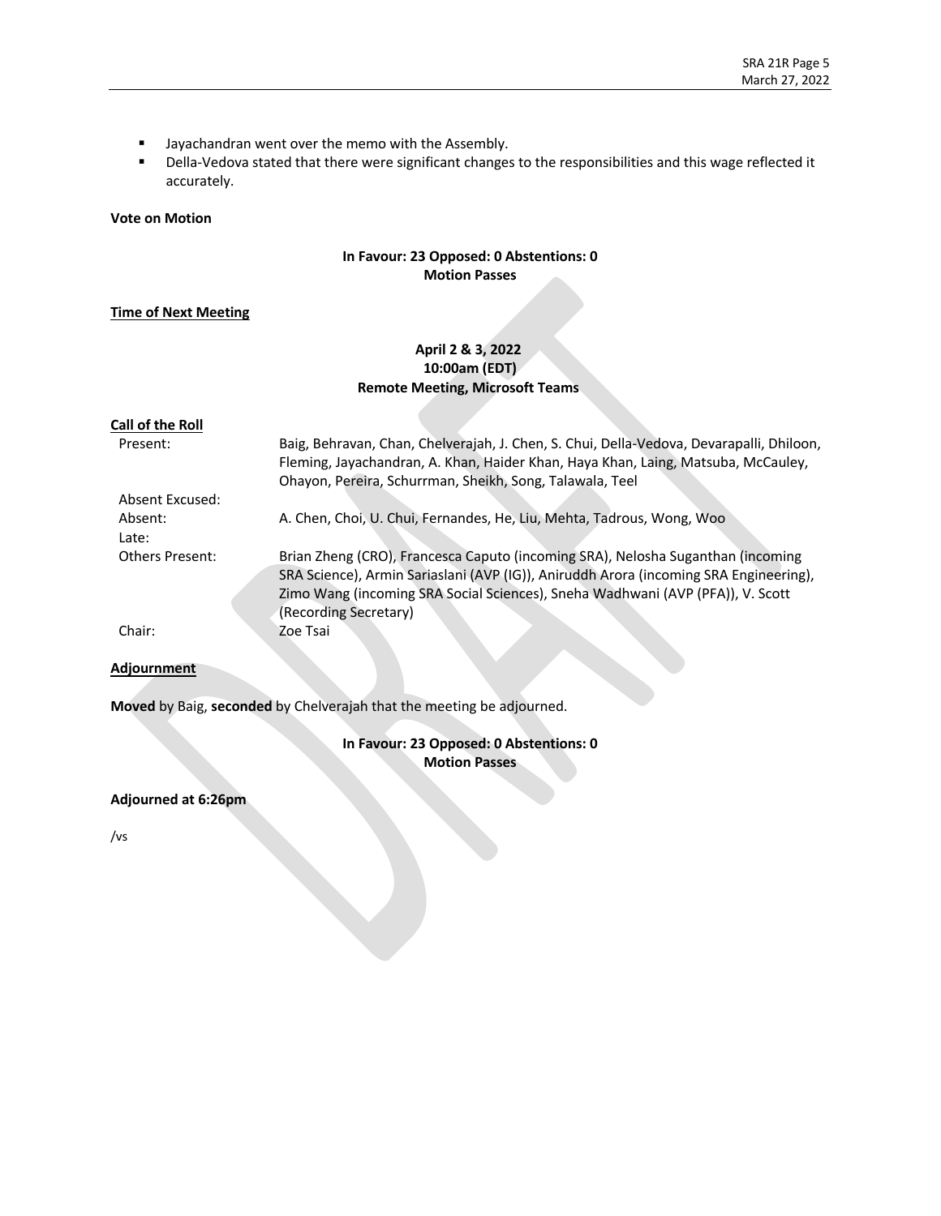- Jayachandran went over the memo with the Assembly.
- Della-Vedova stated that there were significant changes to the responsibilities and this wage reflected it accurately.

**Vote on Motion**

**In Favour: 23 Opposed: 0 Abstentions: 0**
**Motion Passes**

**Time of Next Meeting**

**April 2 & 3, 2022**
**10:00am (EDT)**
**Remote Meeting, Microsoft Teams**

**Call of the Roll**

| | |
|---|---|
| Present: | Baig, Behravan, Chan, Chelverajah, J. Chen, S. Chui, Della-Vedova, Devarapalli, Dhiloon, Fleming, Jayachandran, A. Khan, Haider Khan, Haya Khan, Laing, Matsuba, McCauley, Ohayon, Pereira, Schurrman, Sheikh, Song, Talawala, Teel |
| Absent Excused: | |
| Absent: | A. Chen, Choi, U. Chui, Fernandes, He, Liu, Mehta, Tadrous, Wong, Woo |
| Late: | |
| Others Present: | Brian Zheng (CRO), Francesca Caputo (incoming SRA), Nelosha Suganthan (incoming SRA Science), Armin Sariaslani (AVP (IG)), Aniruddh Arora (incoming SRA Engineering), Zimo Wang (incoming SRA Social Sciences), Sneha Wadhwani (AVP (PFA)), V. Scott (Recording Secretary) |
| Chair: | Zoe Tsai |

**Adjournment**

**Moved** by Baig, **seconded** by Chelverajah that the meeting be adjourned.

**In Favour: 23 Opposed: 0 Abstentions: 0**
**Motion Passes**

**Adjourned at 6:26pm**

/vs